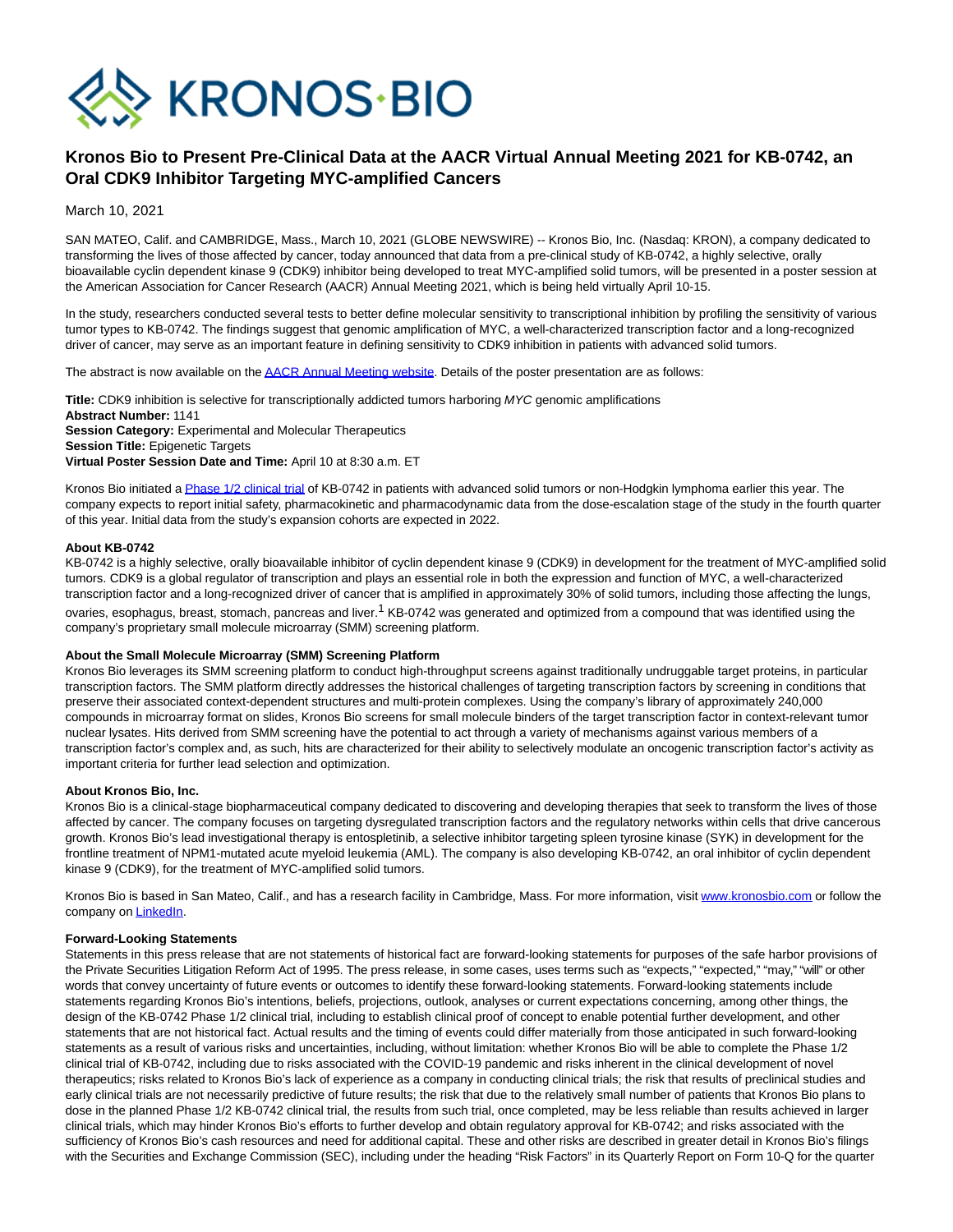# Kronos Bio to Present Pre-Clinical Data at the AACR Virtual Annual Meeting 2021 for KB-0742, an Oral CDK9 Inhibitor Targeting MYC-amplified Cancers

March 10, 2021

SAN MATEO, Calif. and CAMBRIDGE, Mass., March 10, 2021 (GLOBE NEWSWIRE) -- Kronos Bio, Inc. (Nasdaq: KRON), a company dedicated to transforming the lives of those affected by cancer, today announced that data from a pre-clinical study of KB-0742, a highly selective, orally bioavailable cyclin dependent kinase 9 (CDK9) inhibitor being developed to treat MYC-amplified solid tumors, will be presented in a poster session at the American Association for Cancer Research (AACR) Annual Meeting 2021, which is being held virtually April 10-15.

In the study, researchers conducted several tests to better define molecular sensitivity to transcriptional inhibition by profiling the sensitivity of various tumor types to KB-0742. The findings suggest that genomic amplification of MYC, a well-characterized transcription factor and a long-recognized driver of cancer, may serve as an important feature in defining sensitivity to CDK9 inhibition in patients with advanced solid tumors.

The abstract is now available on the AACR Annual Meeting website. Details of the poster presentation are as follows:

**Title:** CDK9 inhibition is selective for transcriptionally addicted tumors harboring *MYC* genomic amplifications
**Abstract Number:** 1141
**Session Category:** Experimental and Molecular Therapeutics
**Session Title:** Epigenetic Targets
**Virtual Poster Session Date and Time:** April 10 at 8:30 a.m. ET

Kronos Bio initiated a Phase 1/2 clinical trial of KB-0742 in patients with advanced solid tumors or non-Hodgkin lymphoma earlier this year. The company expects to report initial safety, pharmacokinetic and pharmacodynamic data from the dose-escalation stage of the study in the fourth quarter of this year. Initial data from the study's expansion cohorts are expected in 2022.

**About KB-0742**

KB-0742 is a highly selective, orally bioavailable inhibitor of cyclin dependent kinase 9 (CDK9) in development for the treatment of MYC-amplified solid tumors. CDK9 is a global regulator of transcription and plays an essential role in both the expression and function of MYC, a well-characterized transcription factor and a long-recognized driver of cancer that is amplified in approximately 30% of solid tumors, including those affecting the lungs, ovaries, esophagus, breast, stomach, pancreas and liver.[1] KB-0742 was generated and optimized from a compound that was identified using the company's proprietary small molecule microarray (SMM) screening platform.

**About the Small Molecule Microarray (SMM) Screening Platform**

Kronos Bio leverages its SMM screening platform to conduct high-throughput screens against traditionally undruggable target proteins, in particular transcription factors. The SMM platform directly addresses the historical challenges of targeting transcription factors by screening in conditions that preserve their associated context-dependent structures and multi-protein complexes. Using the company's library of approximately 240,000 compounds in microarray format on slides, Kronos Bio screens for small molecule binders of the target transcription factor in context-relevant tumor nuclear lysates. Hits derived from SMM screening have the potential to act through a variety of mechanisms against various members of a transcription factor's complex and, as such, hits are characterized for their ability to selectively modulate an oncogenic transcription factor's activity as important criteria for further lead selection and optimization.

**About Kronos Bio, Inc.**

Kronos Bio is a clinical-stage biopharmaceutical company dedicated to discovering and developing therapies that seek to transform the lives of those affected by cancer. The company focuses on targeting dysregulated transcription factors and the regulatory networks within cells that drive cancerous growth. Kronos Bio's lead investigational therapy is entospletinib, a selective inhibitor targeting spleen tyrosine kinase (SYK) in development for the frontline treatment of NPM1-mutated acute myeloid leukemia (AML). The company is also developing KB-0742, an oral inhibitor of cyclin dependent kinase 9 (CDK9), for the treatment of MYC-amplified solid tumors.

Kronos Bio is based in San Mateo, Calif., and has a research facility in Cambridge, Mass. For more information, visit www.kronosbio.com or follow the company on LinkedIn.

**Forward-Looking Statements**

Statements in this press release that are not statements of historical fact are forward-looking statements for purposes of the safe harbor provisions of the Private Securities Litigation Reform Act of 1995. The press release, in some cases, uses terms such as "expects," "expected," "may," "will" or other words that convey uncertainty of future events or outcomes to identify these forward-looking statements. Forward-looking statements include statements regarding Kronos Bio's intentions, beliefs, projections, outlook, analyses or current expectations concerning, among other things, the design of the KB-0742 Phase 1/2 clinical trial, including to establish clinical proof of concept to enable potential further development, and other statements that are not historical fact. Actual results and the timing of events could differ materially from those anticipated in such forward-looking statements as a result of various risks and uncertainties, including, without limitation: whether Kronos Bio will be able to complete the Phase 1/2 clinical trial of KB-0742, including due to risks associated with the COVID-19 pandemic and risks inherent in the clinical development of novel therapeutics; risks related to Kronos Bio's lack of experience as a company in conducting clinical trials; the risk that results of preclinical studies and early clinical trials are not necessarily predictive of future results; the risk that due to the relatively small number of patients that Kronos Bio plans to dose in the planned Phase 1/2 KB-0742 clinical trial, the results from such trial, once completed, may be less reliable than results achieved in larger clinical trials, which may hinder Kronos Bio's efforts to further develop and obtain regulatory approval for KB-0742; and risks associated with the sufficiency of Kronos Bio's cash resources and need for additional capital. These and other risks are described in greater detail in Kronos Bio's filings with the Securities and Exchange Commission (SEC), including under the heading "Risk Factors" in its Quarterly Report on Form 10-Q for the quarter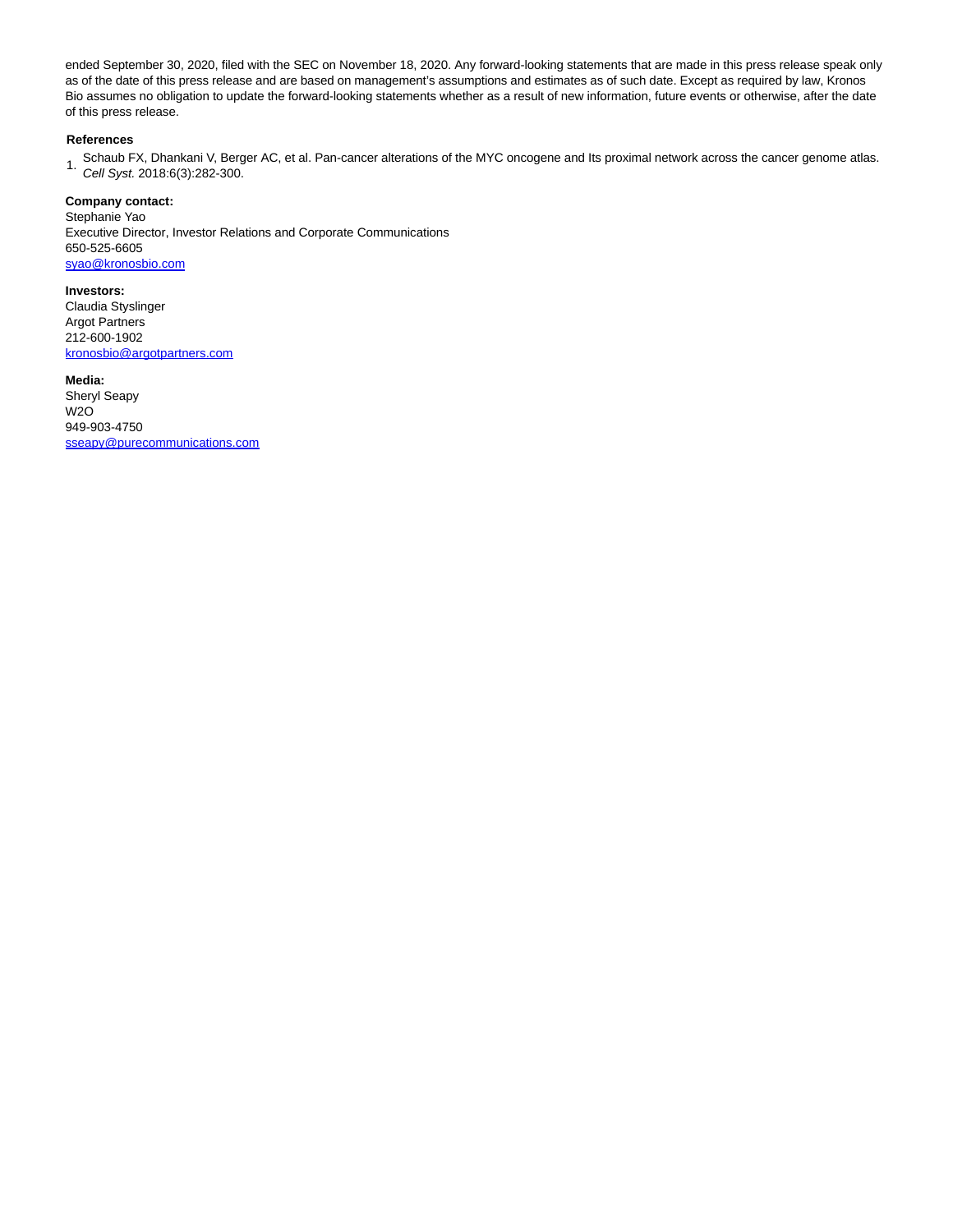ended September 30, 2020, filed with the SEC on November 18, 2020. Any forward-looking statements that are made in this press release speak only as of the date of this press release and are based on management's assumptions and estimates as of such date. Except as required by law, Kronos Bio assumes no obligation to update the forward-looking statements whether as a result of new information, future events or otherwise, after the date of this press release.

**References**

1. Schaub FX, Dhankani V, Berger AC, et al. Pan-cancer alterations of the MYC oncogene and Its proximal network across the cancer genome atlas. *Cell Syst.* 2018:6(3):282-300.

**Company contact:**
Stephanie Yao
Executive Director, Investor Relations and Corporate Communications
650-525-6605
syao@kronosbio.com

**Investors:**
Claudia Styslinger
Argot Partners
212-600-1902
kronosbio@argotpartners.com

**Media:**
Sheryl Seapy
W2O
949-903-4750
sseapy@purecommunications.com